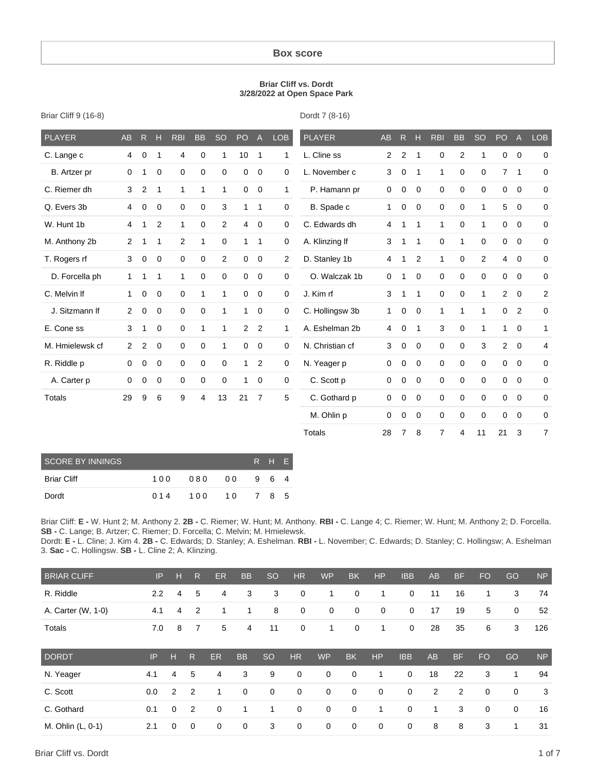## Box score

**Briar Cliff vs. Dordt**
**3/28/2022 at Open Space Park**

Briar Cliff 9 (16-8)

| PLAYER | AB | R | H | RBI | BB | SO | PO | A | LOB |
|---|---|---|---|---|---|---|---|---|---|
| C. Lange c | 4 | 0 | 1 | 4 | 0 | 1 | 10 | 1 | 1 |
| B. Artzer pr | 0 | 1 | 0 | 0 | 0 | 0 | 0 | 0 | 0 |
| C. Riemer dh | 3 | 2 | 1 | 1 | 1 | 1 | 0 | 0 | 1 |
| Q. Evers 3b | 4 | 0 | 0 | 0 | 0 | 3 | 1 | 1 | 0 |
| W. Hunt 1b | 4 | 1 | 2 | 1 | 0 | 2 | 4 | 0 | 0 |
| M. Anthony 2b | 2 | 1 | 1 | 2 | 1 | 0 | 1 | 1 | 0 |
| T. Rogers rf | 3 | 0 | 0 | 0 | 0 | 2 | 0 | 0 | 2 |
| D. Forcella ph | 1 | 1 | 1 | 1 | 0 | 0 | 0 | 0 | 0 |
| C. Melvin lf | 1 | 0 | 0 | 0 | 1 | 1 | 0 | 0 | 0 |
| J. Sitzmann lf | 2 | 0 | 0 | 0 | 0 | 1 | 1 | 0 | 0 |
| E. Cone ss | 3 | 1 | 0 | 0 | 1 | 1 | 2 | 2 | 1 |
| M. Hmielewsk cf | 2 | 2 | 0 | 0 | 0 | 1 | 0 | 0 | 0 |
| R. Riddle p | 0 | 0 | 0 | 0 | 0 | 0 | 1 | 2 | 0 |
| A. Carter p | 0 | 0 | 0 | 0 | 0 | 0 | 1 | 0 | 0 |
| Totals | 29 | 9 | 6 | 9 | 4 | 13 | 21 | 7 | 5 |

Dordt 7 (8-16)

| PLAYER | AB | R | H | RBI | BB | SO | PO | A | LOB |
|---|---|---|---|---|---|---|---|---|---|
| L. Cline ss | 2 | 2 | 1 | 0 | 2 | 1 | 0 | 0 | 0 |
| L. November c | 3 | 0 | 1 | 1 | 0 | 0 | 7 | 1 | 0 |
| P. Hamann pr | 0 | 0 | 0 | 0 | 0 | 0 | 0 | 0 | 0 |
| B. Spade c | 1 | 0 | 0 | 0 | 0 | 1 | 5 | 0 | 0 |
| C. Edwards dh | 4 | 1 | 1 | 1 | 0 | 1 | 0 | 0 | 0 |
| A. Klinzing lf | 3 | 1 | 1 | 0 | 1 | 0 | 0 | 0 | 0 |
| D. Stanley 1b | 4 | 1 | 2 | 1 | 0 | 2 | 4 | 0 | 0 |
| O. Walczak 1b | 0 | 1 | 0 | 0 | 0 | 0 | 0 | 0 | 0 |
| J. Kim rf | 3 | 1 | 1 | 0 | 0 | 1 | 2 | 0 | 2 |
| C. Hollingsw 3b | 1 | 0 | 0 | 1 | 1 | 1 | 0 | 2 | 0 |
| A. Eshelman 2b | 4 | 0 | 1 | 3 | 0 | 1 | 1 | 0 | 1 |
| N. Christian cf | 3 | 0 | 0 | 0 | 0 | 3 | 2 | 0 | 4 |
| N. Yeager p | 0 | 0 | 0 | 0 | 0 | 0 | 0 | 0 | 0 |
| C. Scott p | 0 | 0 | 0 | 0 | 0 | 0 | 0 | 0 | 0 |
| C. Gothard p | 0 | 0 | 0 | 0 | 0 | 0 | 0 | 0 | 0 |
| M. Ohlin p | 0 | 0 | 0 | 0 | 0 | 0 | 0 | 0 | 0 |
| Totals | 28 | 7 | 8 | 7 | 4 | 11 | 21 | 3 | 7 |

| SCORE BY INNINGS | | | | R | H | E |
|---|---|---|---|---|---|---|
| Briar Cliff | 100 | 080 | 00 | 9 | 6 | 4 |
| Dordt | 014 | 100 | 10 | 7 | 8 | 5 |

Briar Cliff: **E -** W. Hunt 2; M. Anthony 2. **2B -** C. Riemer; W. Hunt; M. Anthony. **RBI -** C. Lange 4; C. Riemer; W. Hunt; M. Anthony 2; D. Forcella. **SB -** C. Lange; B. Artzer; C. Riemer; D. Forcella; C. Melvin; M. Hmielewsk.
Dordt: **E -** L. Cline; J. Kim 4. **2B -** C. Edwards; D. Stanley; A. Eshelman. **RBI -** L. November; C. Edwards; D. Stanley; C. Hollingsw; A. Eshelman 3. **Sac -** C. Hollingsw. **SB -** L. Cline 2; A. Klinzing.

| BRIAR CLIFF | IP | H | R | ER | BB | SO | HR | WP | BK | HP | IBB | AB | BF | FO | GO | NP |
|---|---|---|---|---|---|---|---|---|---|---|---|---|---|---|---|---|
| R. Riddle | 2.2 | 4 | 5 | 4 | 3 | 3 | 0 | 1 | 0 | 1 | 0 | 11 | 16 | 1 | 3 | 74 |
| A. Carter (W, 1-0) | 4.1 | 4 | 2 | 1 | 1 | 8 | 0 | 0 | 0 | 0 | 0 | 17 | 19 | 5 | 0 | 52 |
| Totals | 7.0 | 8 | 7 | 5 | 4 | 11 | 0 | 1 | 0 | 1 | 0 | 28 | 35 | 6 | 3 | 126 |

| DORDT | IP | H | R | ER | BB | SO | HR | WP | BK | HP | IBB | AB | BF | FO | GO | NP |
|---|---|---|---|---|---|---|---|---|---|---|---|---|---|---|---|---|
| N. Yeager | 4.1 | 4 | 5 | 4 | 3 | 9 | 0 | 0 | 0 | 1 | 0 | 18 | 22 | 3 | 1 | 94 |
| C. Scott | 0.0 | 2 | 2 | 1 | 0 | 0 | 0 | 0 | 0 | 0 | 0 | 2 | 2 | 0 | 0 | 3 |
| C. Gothard | 0.1 | 0 | 2 | 0 | 1 | 1 | 0 | 0 | 0 | 1 | 0 | 1 | 3 | 0 | 0 | 16 |
| M. Ohlin (L, 0-1) | 2.1 | 0 | 0 | 0 | 0 | 3 | 0 | 0 | 0 | 0 | 0 | 8 | 8 | 3 | 1 | 31 |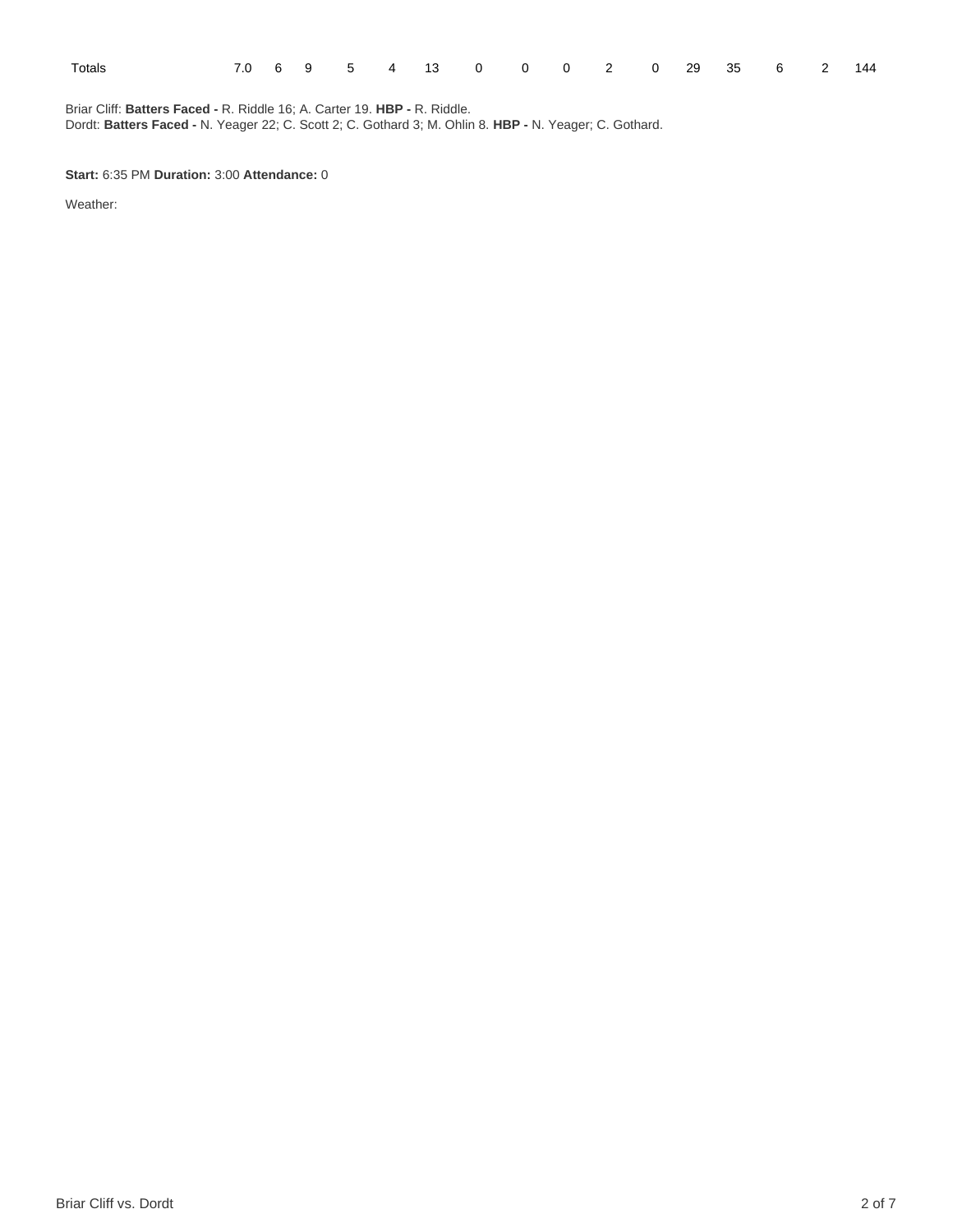| Totals | 7.0 | 6 | 9 | 5 | 4 | 13 | 0 | 0 | 0 | 2 | 0 | 29 | 35 | 6 | 2 | 144 |
|---|---|---|---|---|---|---|---|---|---|---|---|---|---|---|---|---|

Briar Cliff: **Batters Faced -** R. Riddle 16; A. Carter 19. **HBP -** R. Riddle.
Dordt: **Batters Faced -** N. Yeager 22; C. Scott 2; C. Gothard 3; M. Ohlin 8. **HBP -** N. Yeager; C. Gothard.

**Start:** 6:35 PM **Duration:** 3:00 **Attendance:** 0

Weather: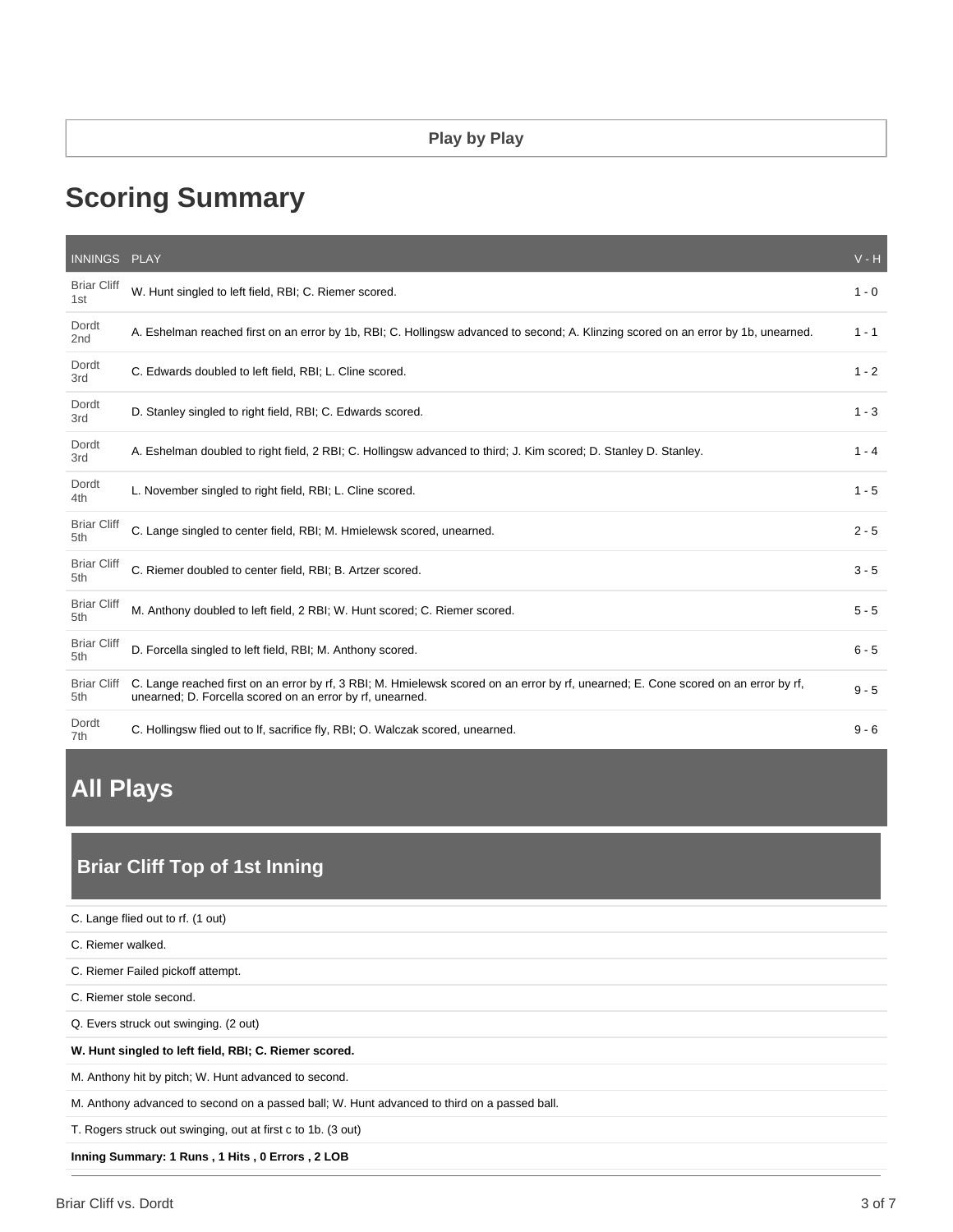**Play by Play**

# Scoring Summary

| INNINGS | PLAY | V - H |
|---|---|---|
| Briar Cliff 1st | W. Hunt singled to left field, RBI; C. Riemer scored. | 1 - 0 |
| Dordt 2nd | A. Eshelman reached first on an error by 1b, RBI; C. Hollingsw advanced to second; A. Klinzing scored on an error by 1b, unearned. | 1 - 1 |
| Dordt 3rd | C. Edwards doubled to left field, RBI; L. Cline scored. | 1 - 2 |
| Dordt 3rd | D. Stanley singled to right field, RBI; C. Edwards scored. | 1 - 3 |
| Dordt 3rd | A. Eshelman doubled to right field, 2 RBI; C. Hollingsw advanced to third; J. Kim scored; D. Stanley D. Stanley. | 1 - 4 |
| Dordt 4th | L. November singled to right field, RBI; L. Cline scored. | 1 - 5 |
| Briar Cliff 5th | C. Lange singled to center field, RBI; M. Hmielewsk scored, unearned. | 2 - 5 |
| Briar Cliff 5th | C. Riemer doubled to center field, RBI; B. Artzer scored. | 3 - 5 |
| Briar Cliff 5th | M. Anthony doubled to left field, 2 RBI; W. Hunt scored; C. Riemer scored. | 5 - 5 |
| Briar Cliff 5th | D. Forcella singled to left field, RBI; M. Anthony scored. | 6 - 5 |
| Briar Cliff 5th | C. Lange reached first on an error by rf, 3 RBI; M. Hmielewsk scored on an error by rf, unearned; E. Cone scored on an error by rf, unearned; D. Forcella scored on an error by rf, unearned. | 9 - 5 |
| Dordt 7th | C. Hollingsw flied out to lf, sacrifice fly, RBI; O. Walczak scored, unearned. | 9 - 6 |

# All Plays

## Briar Cliff Top of 1st Inning

C. Lange flied out to rf. (1 out)

C. Riemer walked.

C. Riemer Failed pickoff attempt.

C. Riemer stole second.

Q. Evers struck out swinging. (2 out)

**W. Hunt singled to left field, RBI; C. Riemer scored.**

M. Anthony hit by pitch; W. Hunt advanced to second.

M. Anthony advanced to second on a passed ball; W. Hunt advanced to third on a passed ball.

T. Rogers struck out swinging, out at first c to 1b. (3 out)

**Inning Summary: 1 Runs , 1 Hits , 0 Errors , 2 LOB**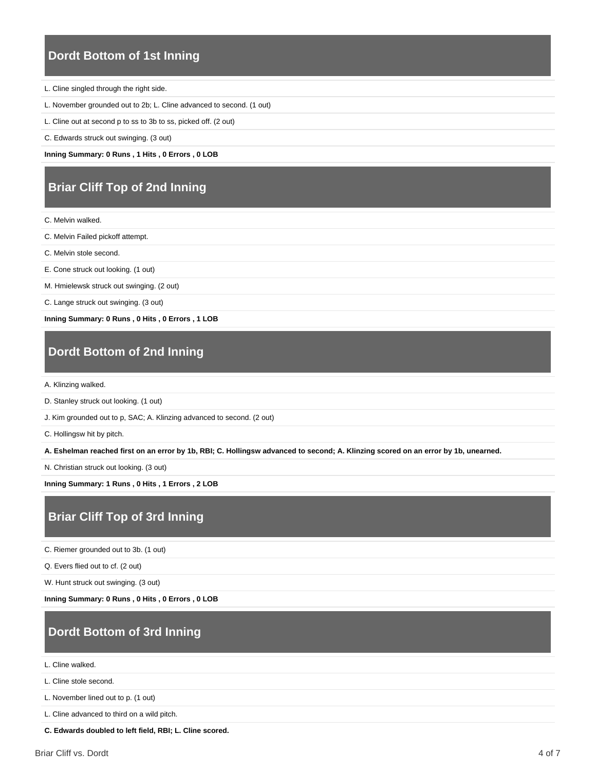## Dordt Bottom of 1st Inning

L. Cline singled through the right side.

L. November grounded out to 2b; L. Cline advanced to second. (1 out)

L. Cline out at second p to ss to 3b to ss, picked off. (2 out)

C. Edwards struck out swinging. (3 out)

**Inning Summary: 0 Runs , 1 Hits , 0 Errors , 0 LOB**

## Briar Cliff Top of 2nd Inning

C. Melvin walked.

C. Melvin Failed pickoff attempt.

C. Melvin stole second.

E. Cone struck out looking. (1 out)

M. Hmielewsk struck out swinging. (2 out)

C. Lange struck out swinging. (3 out)

**Inning Summary: 0 Runs , 0 Hits , 0 Errors , 1 LOB**

## Dordt Bottom of 2nd Inning

A. Klinzing walked.

D. Stanley struck out looking. (1 out)

J. Kim grounded out to p, SAC; A. Klinzing advanced to second. (2 out)

C. Hollingsw hit by pitch.

**A. Eshelman reached first on an error by 1b, RBI; C. Hollingsw advanced to second; A. Klinzing scored on an error by 1b, unearned.**

N. Christian struck out looking. (3 out)

**Inning Summary: 1 Runs , 0 Hits , 1 Errors , 2 LOB**

## Briar Cliff Top of 3rd Inning

C. Riemer grounded out to 3b. (1 out)

Q. Evers flied out to cf. (2 out)

W. Hunt struck out swinging. (3 out)

**Inning Summary: 0 Runs , 0 Hits , 0 Errors , 0 LOB**

## Dordt Bottom of 3rd Inning

L. Cline walked.

L. Cline stole second.

L. November lined out to p. (1 out)

L. Cline advanced to third on a wild pitch.

**C. Edwards doubled to left field, RBI; L. Cline scored.**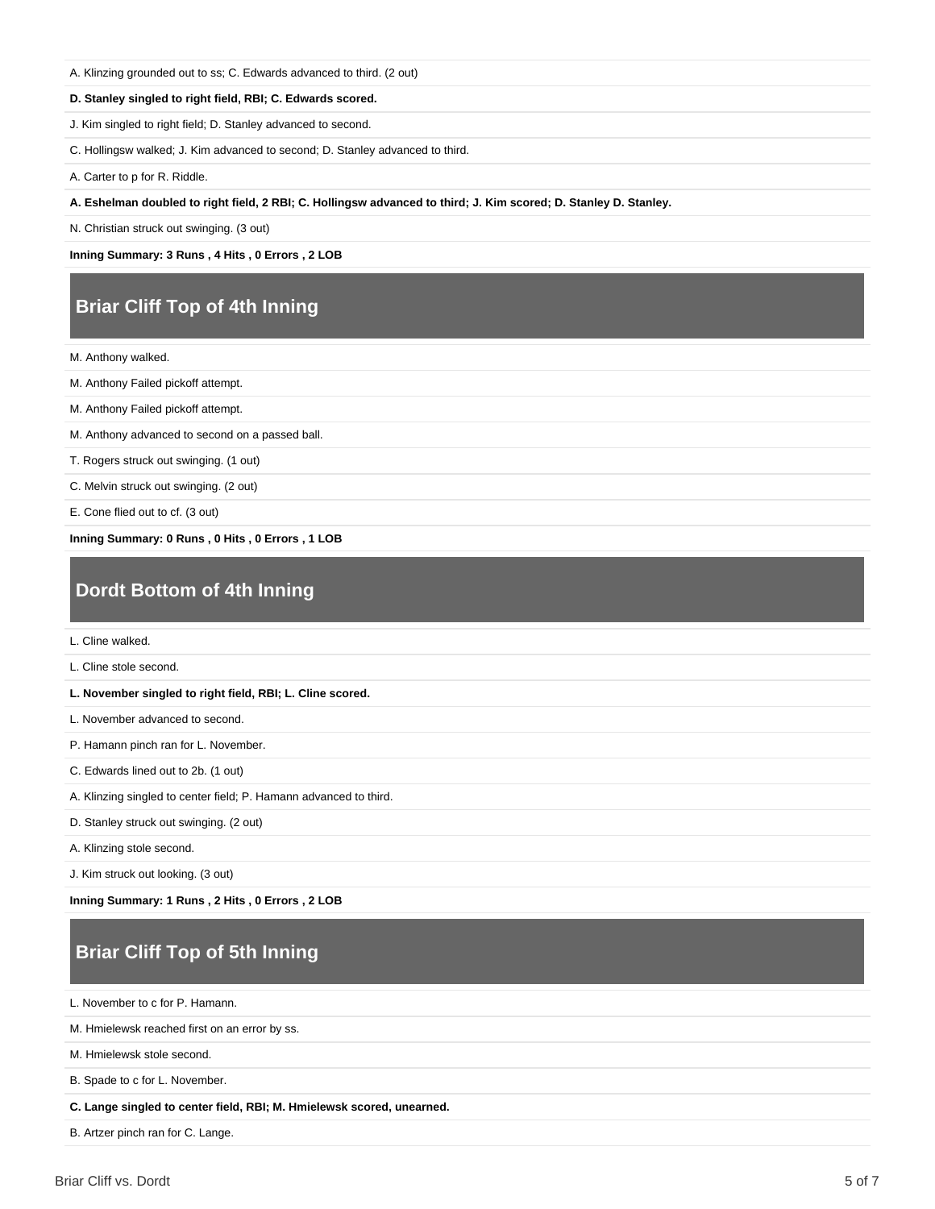A. Klinzing grounded out to ss; C. Edwards advanced to third. (2 out)

**D. Stanley singled to right field, RBI; C. Edwards scored.**

J. Kim singled to right field; D. Stanley advanced to second.

C. Hollingsw walked; J. Kim advanced to second; D. Stanley advanced to third.

A. Carter to p for R. Riddle.

**A. Eshelman doubled to right field, 2 RBI; C. Hollingsw advanced to third; J. Kim scored; D. Stanley D. Stanley.**

N. Christian struck out swinging. (3 out)

**Inning Summary: 3 Runs , 4 Hits , 0 Errors , 2 LOB**

## Briar Cliff Top of 4th Inning

M. Anthony walked.

M. Anthony Failed pickoff attempt.

M. Anthony Failed pickoff attempt.

M. Anthony advanced to second on a passed ball.

T. Rogers struck out swinging. (1 out)

C. Melvin struck out swinging. (2 out)

E. Cone flied out to cf. (3 out)

**Inning Summary: 0 Runs , 0 Hits , 0 Errors , 1 LOB**

## Dordt Bottom of 4th Inning

L. Cline walked.

L. Cline stole second.

**L. November singled to right field, RBI; L. Cline scored.**

L. November advanced to second.

P. Hamann pinch ran for L. November.

C. Edwards lined out to 2b. (1 out)

A. Klinzing singled to center field; P. Hamann advanced to third.

D. Stanley struck out swinging. (2 out)

A. Klinzing stole second.

J. Kim struck out looking. (3 out)

**Inning Summary: 1 Runs , 2 Hits , 0 Errors , 2 LOB**

## Briar Cliff Top of 5th Inning

L. November to c for P. Hamann.

M. Hmielewsk reached first on an error by ss.

M. Hmielewsk stole second.

B. Spade to c for L. November.

**C. Lange singled to center field, RBI; M. Hmielewsk scored, unearned.**

B. Artzer pinch ran for C. Lange.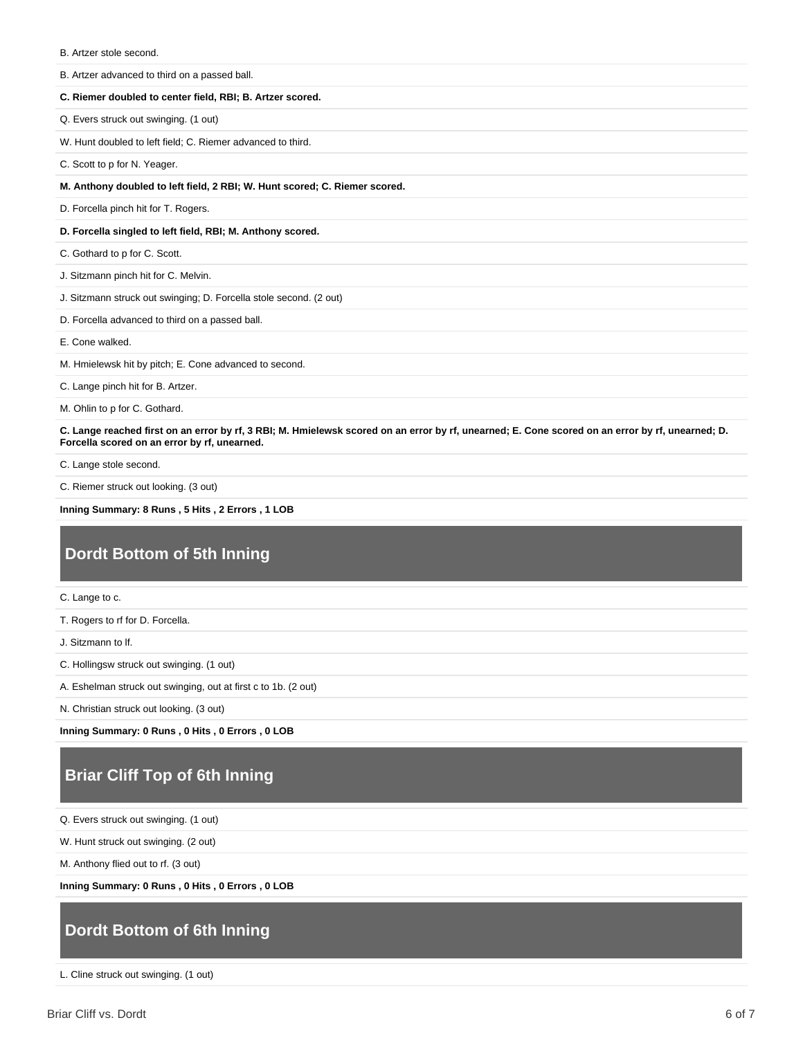B. Artzer stole second.

B. Artzer advanced to third on a passed ball.

**C. Riemer doubled to center field, RBI; B. Artzer scored.**

Q. Evers struck out swinging. (1 out)

W. Hunt doubled to left field; C. Riemer advanced to third.

C. Scott to p for N. Yeager.

**M. Anthony doubled to left field, 2 RBI; W. Hunt scored; C. Riemer scored.**

D. Forcella pinch hit for T. Rogers.

**D. Forcella singled to left field, RBI; M. Anthony scored.**

C. Gothard to p for C. Scott.

J. Sitzmann pinch hit for C. Melvin.

J. Sitzmann struck out swinging; D. Forcella stole second. (2 out)

D. Forcella advanced to third on a passed ball.

E. Cone walked.

M. Hmielewsk hit by pitch; E. Cone advanced to second.

C. Lange pinch hit for B. Artzer.

M. Ohlin to p for C. Gothard.

**C. Lange reached first on an error by rf, 3 RBI; M. Hmielewsk scored on an error by rf, unearned; E. Cone scored on an error by rf, unearned; D. Forcella scored on an error by rf, unearned.**

C. Lange stole second.

C. Riemer struck out looking. (3 out)

**Inning Summary: 8 Runs , 5 Hits , 2 Errors , 1 LOB**

## Dordt Bottom of 5th Inning

C. Lange to c.

T. Rogers to rf for D. Forcella.

J. Sitzmann to lf.

C. Hollingsw struck out swinging. (1 out)

A. Eshelman struck out swinging, out at first c to 1b. (2 out)

N. Christian struck out looking. (3 out)

**Inning Summary: 0 Runs , 0 Hits , 0 Errors , 0 LOB**

## Briar Cliff Top of 6th Inning

Q. Evers struck out swinging. (1 out)

W. Hunt struck out swinging. (2 out)

M. Anthony flied out to rf. (3 out)

**Inning Summary: 0 Runs , 0 Hits , 0 Errors , 0 LOB**

## Dordt Bottom of 6th Inning

L. Cline struck out swinging. (1 out)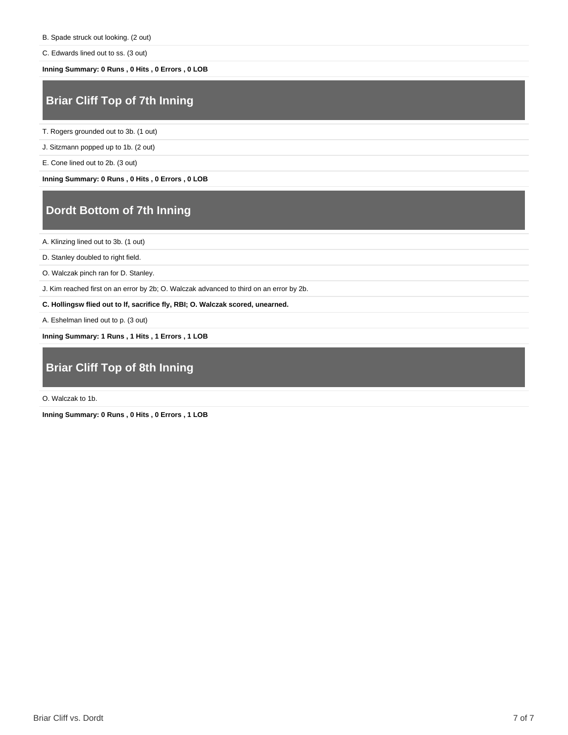B. Spade struck out looking. (2 out)

C. Edwards lined out to ss. (3 out)

**Inning Summary: 0 Runs , 0 Hits , 0 Errors , 0 LOB**

## Briar Cliff Top of 7th Inning

T. Rogers grounded out to 3b. (1 out)

J. Sitzmann popped up to 1b. (2 out)

E. Cone lined out to 2b. (3 out)

**Inning Summary: 0 Runs , 0 Hits , 0 Errors , 0 LOB**

## Dordt Bottom of 7th Inning

A. Klinzing lined out to 3b. (1 out)

D. Stanley doubled to right field.

O. Walczak pinch ran for D. Stanley.

J. Kim reached first on an error by 2b; O. Walczak advanced to third on an error by 2b.

**C. Hollingsw flied out to lf, sacrifice fly, RBI; O. Walczak scored, unearned.**

A. Eshelman lined out to p. (3 out)

**Inning Summary: 1 Runs , 1 Hits , 1 Errors , 1 LOB**

## Briar Cliff Top of 8th Inning

O. Walczak to 1b.

**Inning Summary: 0 Runs , 0 Hits , 0 Errors , 1 LOB**